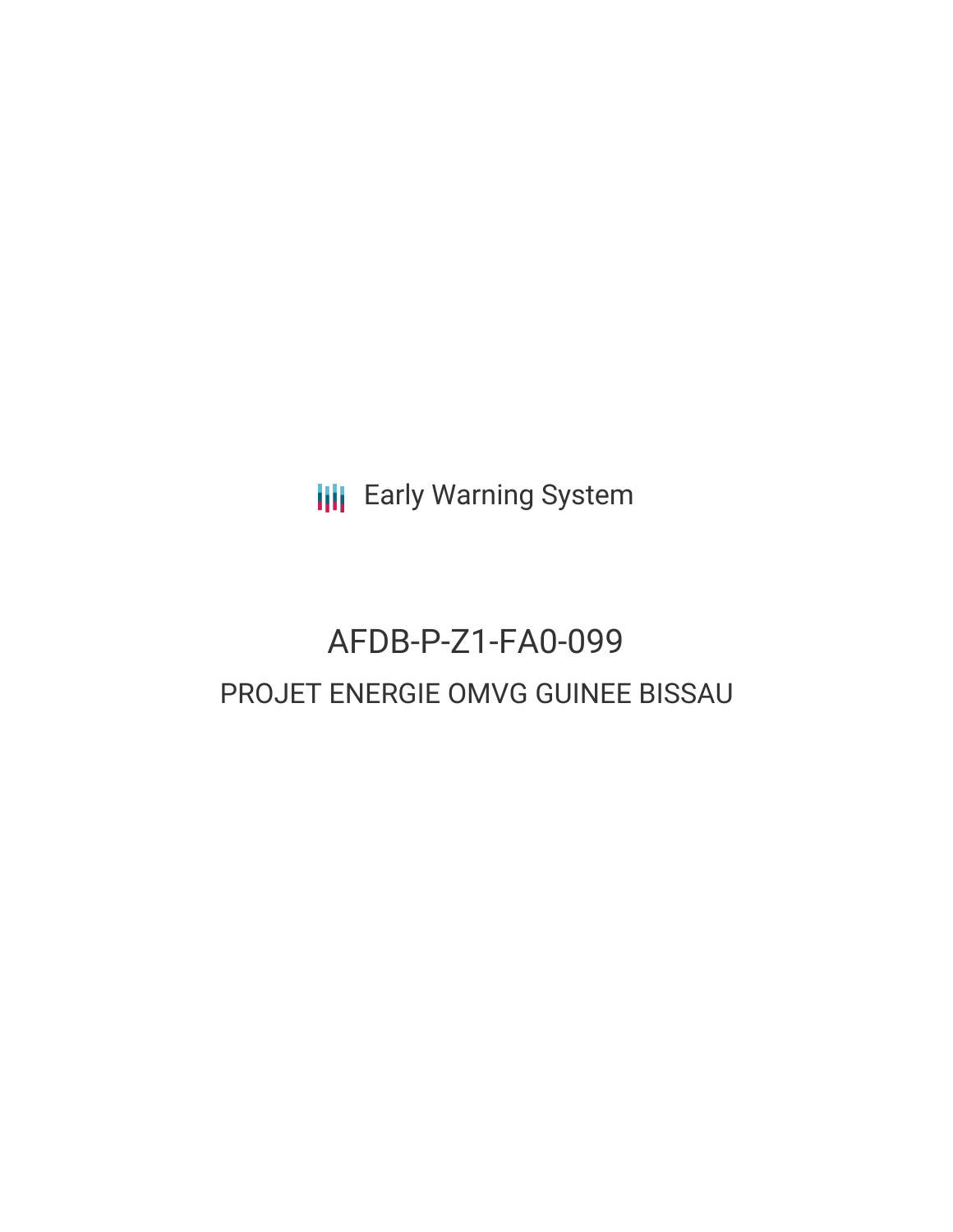Early Warning System

# AFDB-P-Z1-FA0-099

## PROJET ENERGIE OMVG GUINEE BISSAU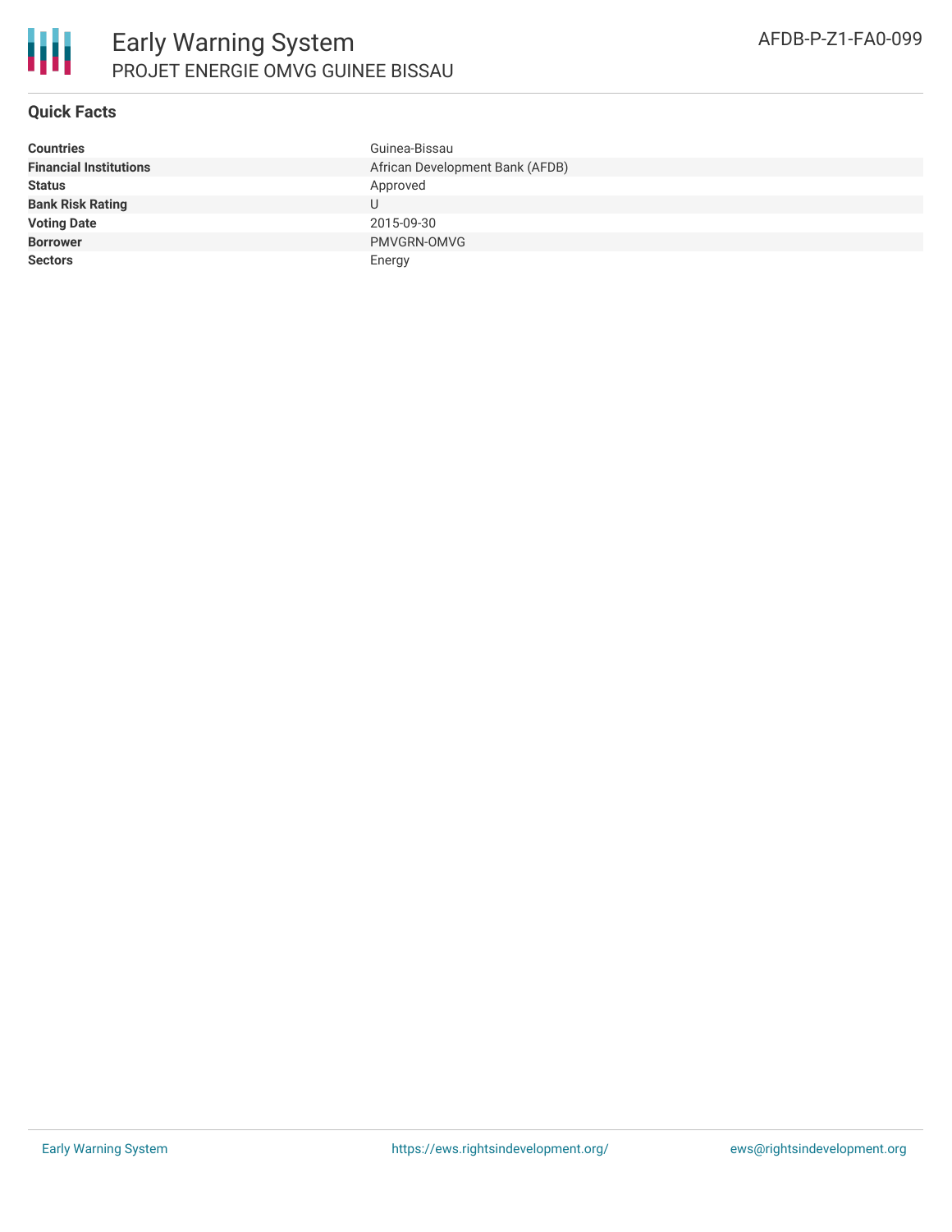# Early Warning System

## PROJET ENERGIE OMVG GUINEE BISSAU

AFDB-P-Z1-FA0-099

### Quick Facts

| | |
|---|---|
| **Countries** | Guinea-Bissau |
| **Financial Institutions** | African Development Bank (AFDB) |
| **Status** | Approved |
| **Bank Risk Rating** | U |
| **Voting Date** | 2015-09-30 |
| **Borrower** | PMVGRN-OMVG |
| **Sectors** | Energy |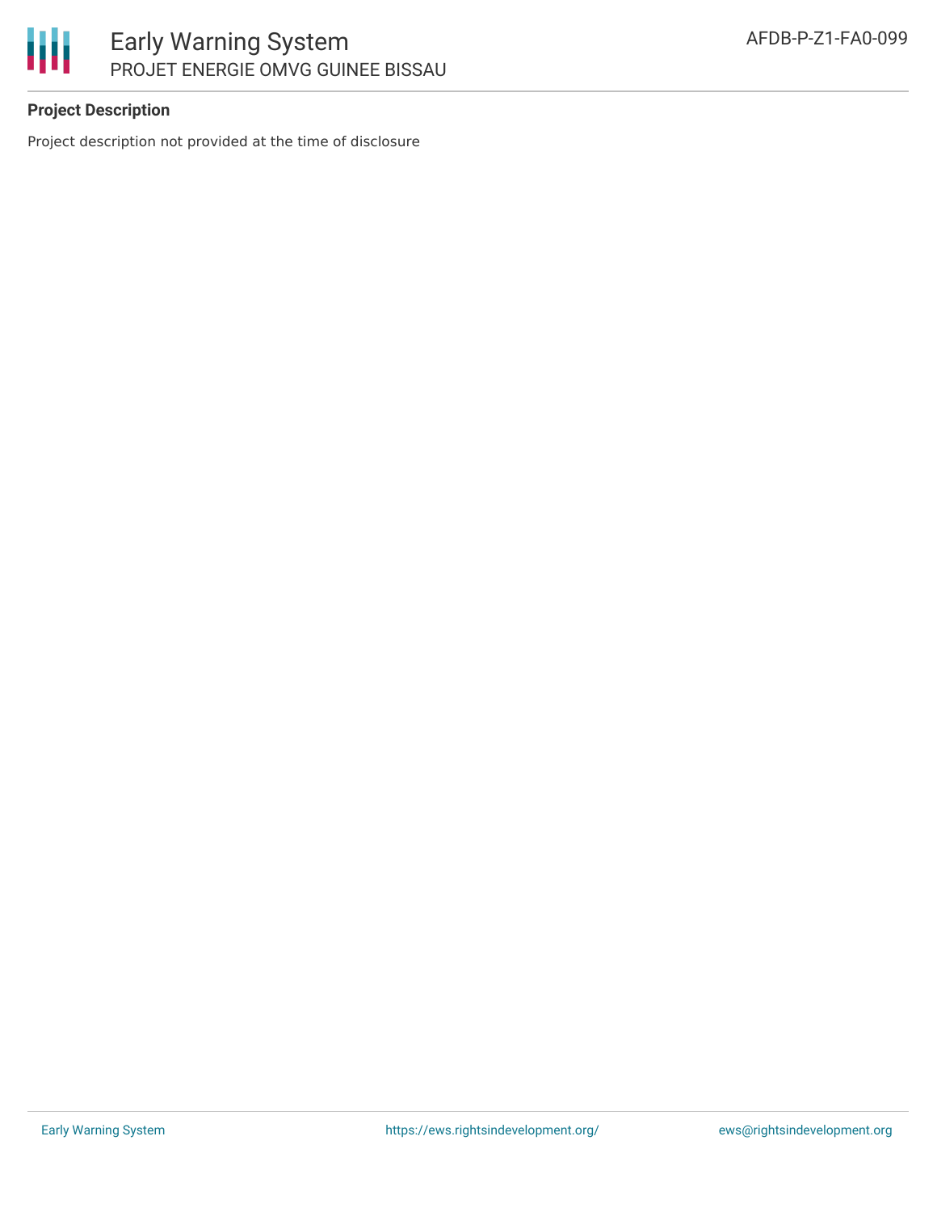**Project Description**

Project description not provided at the time of disclosure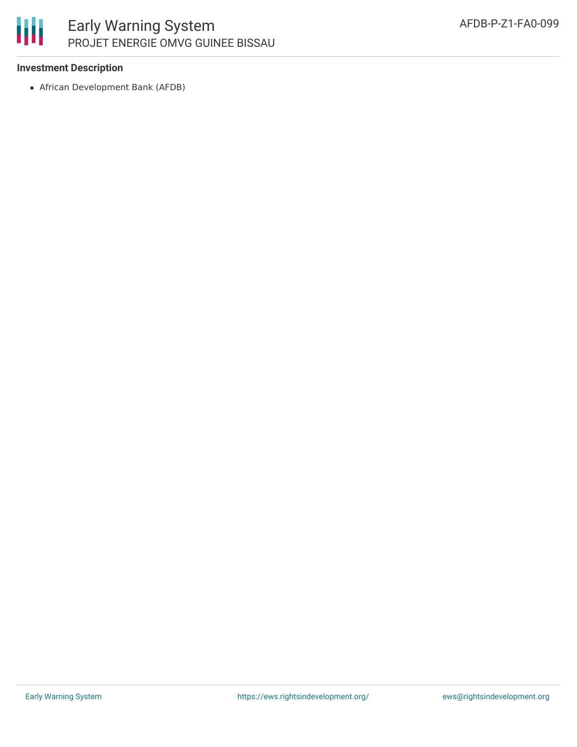**Investment Description**

- African Development Bank (AFDB)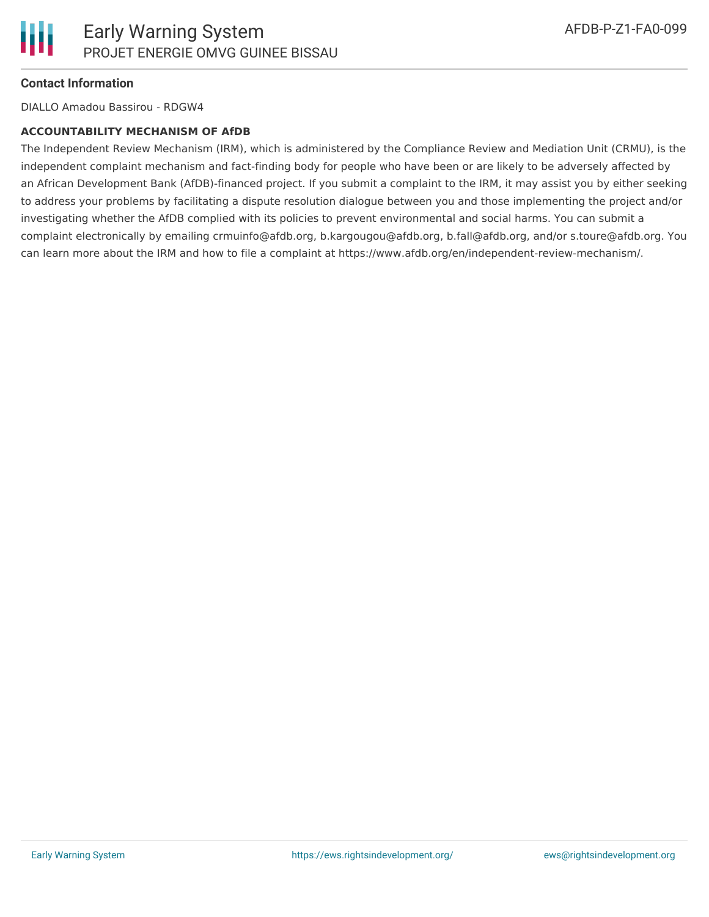**Contact Information**

DIALLO Amadou Bassirou - RDGW4

**ACCOUNTABILITY MECHANISM OF AfDB**

The Independent Review Mechanism (IRM), which is administered by the Compliance Review and Mediation Unit (CRMU), is the independent complaint mechanism and fact-finding body for people who have been or are likely to be adversely affected by an African Development Bank (AfDB)-financed project. If you submit a complaint to the IRM, it may assist you by either seeking to address your problems by facilitating a dispute resolution dialogue between you and those implementing the project and/or investigating whether the AfDB complied with its policies to prevent environmental and social harms. You can submit a complaint electronically by emailing crmuinfo@afdb.org, b.kargougou@afdb.org, b.fall@afdb.org, and/or s.toure@afdb.org. You can learn more about the IRM and how to file a complaint at https://www.afdb.org/en/independent-review-mechanism/.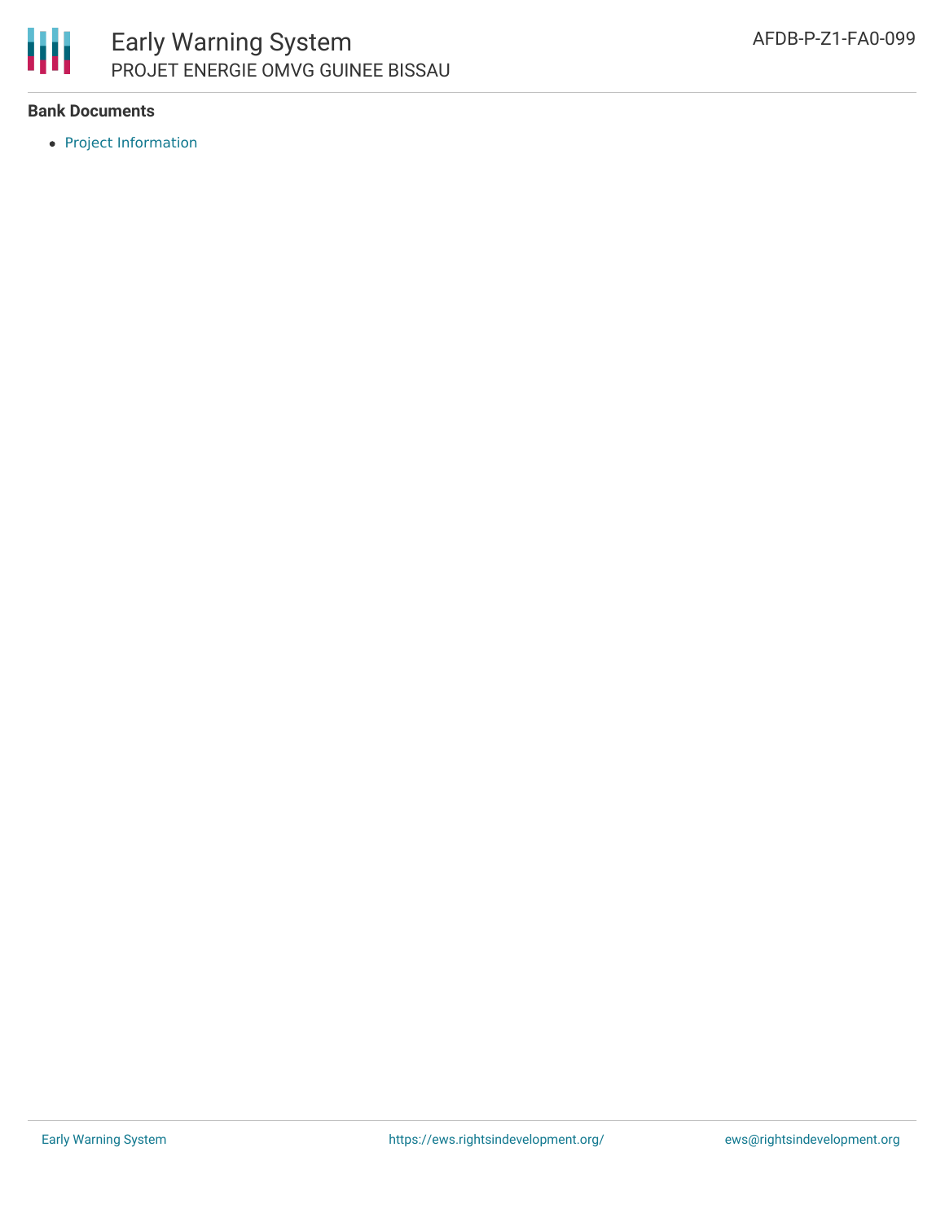**Bank Documents**

- Project Information